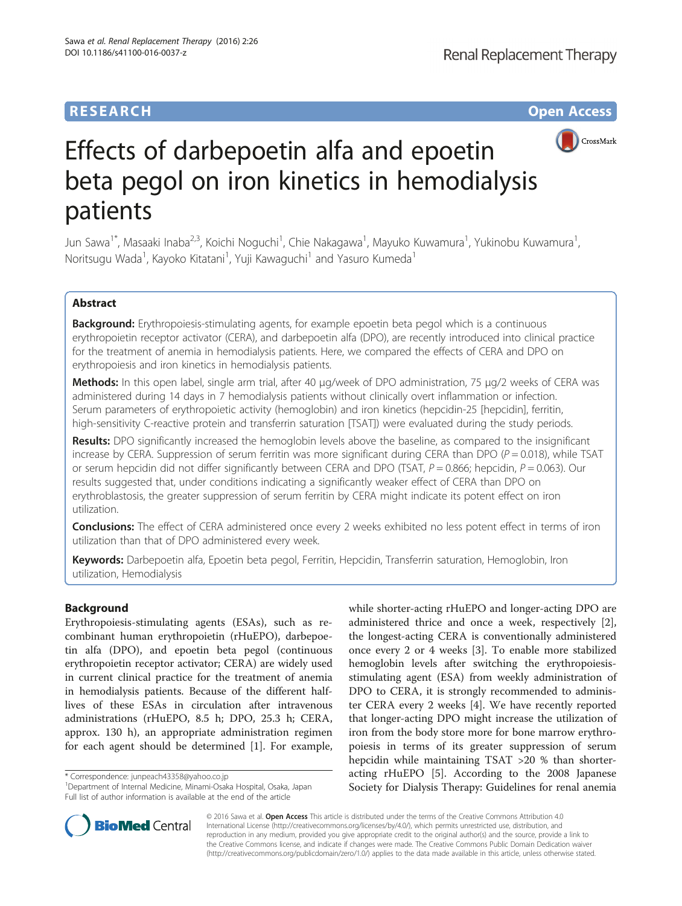RESEARCH Open Access

# Effects of darbepoetin alfa and epoetin beta pegol on iron kinetics in hemodialysis patients

Jun Sawa[1*], Masaaki Inaba[2,3], Koichi Noguchi[1], Chie Nakagawa[1], Mayuko Kuwamura[1], Yukinobu Kuwamura[1], Noritsugu Wada[1], Kayoko Kitatani[1], Yuji Kawaguchi[1] and Yasuro Kumeda[1]

## Abstract

**Background:** Erythropoiesis-stimulating agents, for example epoetin beta pegol which is a continuous erythropoietin receptor activator (CERA), and darbepoetin alfa (DPO), are recently introduced into clinical practice for the treatment of anemia in hemodialysis patients. Here, we compared the effects of CERA and DPO on erythropoiesis and iron kinetics in hemodialysis patients.

**Methods:** In this open label, single arm trial, after 40 μg/week of DPO administration, 75 μg/2 weeks of CERA was administered during 14 days in 7 hemodialysis patients without clinically overt inflammation or infection. Serum parameters of erythropoietic activity (hemoglobin) and iron kinetics (hepcidin-25 [hepcidin], ferritin, high-sensitivity C-reactive protein and transferrin saturation [TSAT]) were evaluated during the study periods.

**Results:** DPO significantly increased the hemoglobin levels above the baseline, as compared to the insignificant increase by CERA. Suppression of serum ferritin was more significant during CERA than DPO ($P = 0.018$), while TSAT or serum hepcidin did not differ significantly between CERA and DPO (TSAT, $P = 0.866$; hepcidin, $P = 0.063$). Our results suggested that, under conditions indicating a significantly weaker effect of CERA than DPO on erythroblastosis, the greater suppression of serum ferritin by CERA might indicate its potent effect on iron utilization.

**Conclusions:** The effect of CERA administered once every 2 weeks exhibited no less potent effect in terms of iron utilization than that of DPO administered every week.

**Keywords:** Darbepoetin alfa, Epoetin beta pegol, Ferritin, Hepcidin, Transferrin saturation, Hemoglobin, Iron utilization, Hemodialysis

## Background

Erythropoiesis-stimulating agents (ESAs), such as recombinant human erythropoietin (rHuEPO), darbepoetin alfa (DPO), and epoetin beta pegol (continuous erythropoietin receptor activator; CERA) are widely used in current clinical practice for the treatment of anemia in hemodialysis patients. Because of the different half-lives of these ESAs in circulation after intravenous administrations (rHuEPO, 8.5 h; DPO, 25.3 h; CERA, approx. 130 h), an appropriate administration regimen for each agent should be determined [1]. For example, while shorter-acting rHuEPO and longer-acting DPO are administered thrice and once a week, respectively [2], the longest-acting CERA is conventionally administered once every 2 or 4 weeks [3]. To enable more stabilized hemoglobin levels after switching the erythropoiesis-stimulating agent (ESA) from weekly administration of DPO to CERA, it is strongly recommended to administer CERA every 2 weeks [4]. We have recently reported that longer-acting DPO might increase the utilization of iron from the body store more for bone marrow erythropoiesis in terms of its greater suppression of serum hepcidin while maintaining TSAT >20 % than shorter-acting rHuEPO [5]. According to the 2008 Japanese Society for Dialysis Therapy: Guidelines for renal anemia

\* Correspondence: junpeach43358@yahoo.co.jp
[1]Department of Internal Medicine, Minami-Osaka Hospital, Osaka, Japan
Full list of author information is available at the end of the article

© 2016 Sawa et al. **Open Access** This article is distributed under the terms of the Creative Commons Attribution 4.0 International License (http://creativecommons.org/licenses/by/4.0/), which permits unrestricted use, distribution, and reproduction in any medium, provided you give appropriate credit to the original author(s) and the source, provide a link to the Creative Commons license, and indicate if changes were made. The Creative Commons Public Domain Dedication waiver (http://creativecommons.org/publicdomain/zero/1.0/) applies to the data made available in this article, unless otherwise stated.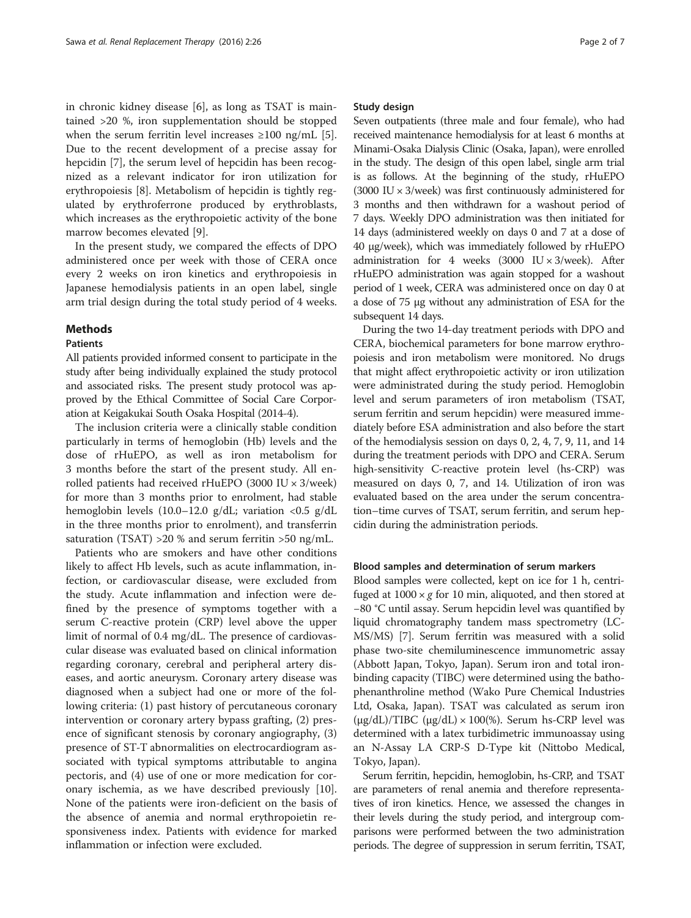in chronic kidney disease [6], as long as TSAT is maintained >20 %, iron supplementation should be stopped when the serum ferritin level increases ≥100 ng/mL [5]. Due to the recent development of a precise assay for hepcidin [7], the serum level of hepcidin has been recognized as a relevant indicator for iron utilization for erythropoiesis [8]. Metabolism of hepcidin is tightly regulated by erythroferrone produced by erythroblasts, which increases as the erythropoietic activity of the bone marrow becomes elevated [9].

In the present study, we compared the effects of DPO administered once per week with those of CERA once every 2 weeks on iron kinetics and erythropoiesis in Japanese hemodialysis patients in an open label, single arm trial design during the total study period of 4 weeks.

## Methods

### Patients

All patients provided informed consent to participate in the study after being individually explained the study protocol and associated risks. The present study protocol was approved by the Ethical Committee of Social Care Corporation at Keigakukai South Osaka Hospital (2014-4).

The inclusion criteria were a clinically stable condition particularly in terms of hemoglobin (Hb) levels and the dose of rHuEPO, as well as iron metabolism for 3 months before the start of the present study. All enrolled patients had received rHuEPO (3000 IU × 3/week) for more than 3 months prior to enrolment, had stable hemoglobin levels (10.0–12.0 g/dL; variation <0.5 g/dL in the three months prior to enrolment), and transferrin saturation (TSAT) >20 % and serum ferritin >50 ng/mL.

Patients who are smokers and have other conditions likely to affect Hb levels, such as acute inflammation, infection, or cardiovascular disease, were excluded from the study. Acute inflammation and infection were defined by the presence of symptoms together with a serum C-reactive protein (CRP) level above the upper limit of normal of 0.4 mg/dL. The presence of cardiovascular disease was evaluated based on clinical information regarding coronary, cerebral and peripheral artery diseases, and aortic aneurysm. Coronary artery disease was diagnosed when a subject had one or more of the following criteria: (1) past history of percutaneous coronary intervention or coronary artery bypass grafting, (2) presence of significant stenosis by coronary angiography, (3) presence of ST-T abnormalities on electrocardiogram associated with typical symptoms attributable to angina pectoris, and (4) use of one or more medication for coronary ischemia, as we have described previously [10]. None of the patients were iron-deficient on the basis of the absence of anemia and normal erythropoietin responsiveness index. Patients with evidence for marked inflammation or infection were excluded.

### Study design

Seven outpatients (three male and four female), who had received maintenance hemodialysis for at least 6 months at Minami-Osaka Dialysis Clinic (Osaka, Japan), were enrolled in the study. The design of this open label, single arm trial is as follows. At the beginning of the study, rHuEPO (3000 IU × 3/week) was first continuously administered for 3 months and then withdrawn for a washout period of 7 days. Weekly DPO administration was then initiated for 14 days (administered weekly on days 0 and 7 at a dose of 40 μg/week), which was immediately followed by rHuEPO administration for 4 weeks (3000 IU × 3/week). After rHuEPO administration was again stopped for a washout period of 1 week, CERA was administered once on day 0 at a dose of 75 μg without any administration of ESA for the subsequent 14 days.

During the two 14-day treatment periods with DPO and CERA, biochemical parameters for bone marrow erythropoiesis and iron metabolism were monitored. No drugs that might affect erythropoietic activity or iron utilization were administrated during the study period. Hemoglobin level and serum parameters of iron metabolism (TSAT, serum ferritin and serum hepcidin) were measured immediately before ESA administration and also before the start of the hemodialysis session on days 0, 2, 4, 7, 9, 11, and 14 during the treatment periods with DPO and CERA. Serum high-sensitivity C-reactive protein level (hs-CRP) was measured on days 0, 7, and 14. Utilization of iron was evaluated based on the area under the serum concentration–time curves of TSAT, serum ferritin, and serum hepcidin during the administration periods.

### Blood samples and determination of serum markers

Blood samples were collected, kept on ice for 1 h, centrifuged at 1000 × *g* for 10 min, aliquoted, and then stored at −80 °C until assay. Serum hepcidin level was quantified by liquid chromatography tandem mass spectrometry (LC-MS/MS) [7]. Serum ferritin was measured with a solid phase two-site chemiluminescence immunometric assay (Abbott Japan, Tokyo, Japan). Serum iron and total iron-binding capacity (TIBC) were determined using the bathophenanthroline method (Wako Pure Chemical Industries Ltd, Osaka, Japan). TSAT was calculated as serum iron (μg/dL)/TIBC (μg/dL) × 100(%). Serum hs-CRP level was determined with a latex turbidimetric immunoassay using an N-Assay LA CRP-S D-Type kit (Nittobo Medical, Tokyo, Japan).

Serum ferritin, hepcidin, hemoglobin, hs-CRP, and TSAT are parameters of renal anemia and therefore representatives of iron kinetics. Hence, we assessed the changes in their levels during the study period, and intergroup comparisons were performed between the two administration periods. The degree of suppression in serum ferritin, TSAT,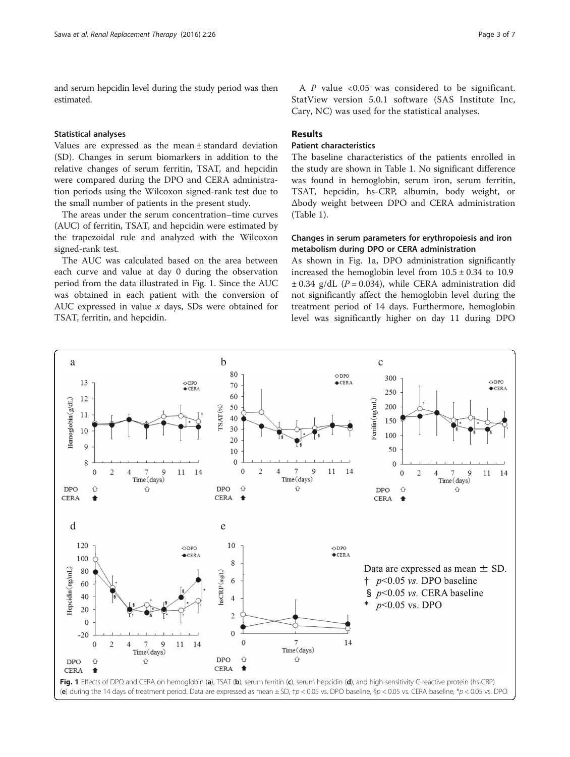and serum hepcidin level during the study period was then estimated.

### Statistical analyses

Values are expressed as the mean ± standard deviation (SD). Changes in serum biomarkers in addition to the relative changes of serum ferritin, TSAT, and hepcidin were compared during the DPO and CERA administration periods using the Wilcoxon signed-rank test due to the small number of patients in the present study.

The areas under the serum concentration–time curves (AUC) of ferritin, TSAT, and hepcidin were estimated by the trapezoidal rule and analyzed with the Wilcoxon signed-rank test.

The AUC was calculated based on the area between each curve and value at day 0 during the observation period from the data illustrated in Fig. 1. Since the AUC was obtained in each patient with the conversion of AUC expressed in value $x$ days, SDs were obtained for TSAT, ferritin, and hepcidin.

A $P$ value <0.05 was considered to be significant. StatView version 5.0.1 software (SAS Institute Inc, Cary, NC) was used for the statistical analyses.

## Results

### Patient characteristics

The baseline characteristics of the patients enrolled in the study are shown in Table 1. No significant difference was found in hemoglobin, serum iron, serum ferritin, TSAT, hepcidin, hs-CRP, albumin, body weight, or Δbody weight between DPO and CERA administration (Table 1).

### Changes in serum parameters for erythropoiesis and iron metabolism during DPO or CERA administration

As shown in Fig. 1a, DPO administration significantly increased the hemoglobin level from 10.5 ± 0.34 to 10.9 ± 0.34 g/dL ($P$ = 0.034), while CERA administration did not significantly affect the hemoglobin level during the treatment period of 14 days. Furthermore, hemoglobin level was significantly higher on day 11 during DPO

**Fig. 1** Effects of DPO and CERA on hemoglobin (**a**), TSAT (**b**), serum ferritin (**c**), serum hepcidin (**d**), and high-sensitivity C-reactive protein (hs-CRP) (**e**) during the 14 days of treatment period. Data are expressed as mean ± SD, †$p$ < 0.05 vs. DPO baseline, §$p$ < 0.05 vs. CERA baseline, *$p$ < 0.05 vs. DPO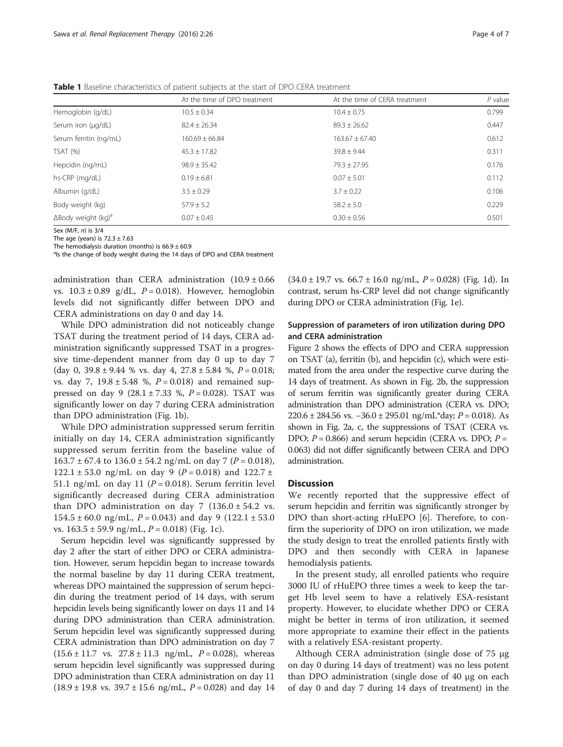**Table 1** Baseline characteristics of patient subjects at the start of DPO CERA treatment

| | At the time of DPO treatment | At the time of CERA treatment | *P* value |
|---|---|---|---|
| Hemoglobin (g/dL) | 10.5 ± 0.34 | 10.4 ± 0.75 | 0.799 |
| Serum iron (μg/dL) | 82.4 ± 26.34 | 89.3 ± 26.62 | 0.447 |
| Serum ferritin (ng/mL) | 160.69 ± 66.84 | 163.67 ± 67.40 | 0.612 |
| TSAT (%) | 45.3 ± 17.82 | 39.8 ± 9.44 | 0.311 |
| Hepcidin (ng/mL) | 98.9 ± 35.42 | 79.3 ± 27.95 | 0.176 |
| hs-CRP (mg/dL) | 0.19 ± 6.81 | 0.07 ± 5.01 | 0.112 |
| Albumin (g/dL) | 3.5 ± 0.29 | 3.7 ± 0.22 | 0.106 |
| Body weight (kg) | 57.9 ± 5.2 | 58.2 ± 5.0 | 0.229 |
| ΔBody weight (kg)[a] | 0.07 ± 0.45 | 0.30 ± 0.56 | 0.501 |

Sex (M/F, *n*) is 3/4
The age (years) is 72.3 ± 7.63
The hemodialysis duration (months) is 66.9 ± 60.9
[a]Is the change of body weight during the 14 days of DPO and CERA treatment

administration than CERA administration (10.9 ± 0.66 vs. 10.3 ± 0.89 g/dL, $P = 0.018$). However, hemoglobin levels did not significantly differ between DPO and CERA administrations on day 0 and day 14.

While DPO administration did not noticeably change TSAT during the treatment period of 14 days, CERA administration significantly suppressed TSAT in a progressive time-dependent manner from day 0 up to day 7 (day 0, 39.8 ± 9.44 % vs. day 4, 27.8 ± 5.84 %, $P = 0.018$; vs. day 7, 19.8 ± 5.48 %, $P = 0.018$) and remained suppressed on day 9 (28.1 ± 7.33 %, $P = 0.028$). TSAT was significantly lower on day 7 during CERA administration than DPO administration (Fig. 1b).

While DPO administration suppressed serum ferritin initially on day 14, CERA administration significantly suppressed serum ferritin from the baseline value of 163.7 ± 67.4 to 136.0 ± 54.2 ng/mL on day 7 ($P = 0.018$), 122.1 ± 53.0 ng/mL on day 9 ($P = 0.018$) and 122.7 ± 51.1 ng/mL on day 11 ($P = 0.018$). Serum ferritin level significantly decreased during CERA administration than DPO administration on day 7 (136.0 ± 54.2 vs. 154.5 ± 60.0 ng/mL, $P = 0.043$) and day 9 (122.1 ± 53.0 vs. 163.5 ± 59.9 ng/mL, $P = 0.018$) (Fig. 1c).

Serum hepcidin level was significantly suppressed by day 2 after the start of either DPO or CERA administration. However, serum hepcidin began to increase towards the normal baseline by day 11 during CERA treatment, whereas DPO maintained the suppression of serum hepcidin during the treatment period of 14 days, with serum hepcidin levels being significantly lower on days 11 and 14 during DPO administration than CERA administration. Serum hepcidin level was significantly suppressed during CERA administration than DPO administration on day 7 (15.6 ± 11.7 vs. 27.8 ± 11.3 ng/mL, $P = 0.028$), whereas serum hepcidin level significantly was suppressed during DPO administration than CERA administration on day 11 (18.9 ± 19.8 vs. 39.7 ± 15.6 ng/mL, $P = 0.028$) and day 14 (34.0 ± 19.7 vs. 66.7 ± 16.0 ng/mL, $P = 0.028$) (Fig. 1d). In contrast, serum hs-CRP level did not change significantly during DPO or CERA administration (Fig. 1e).

### Suppression of parameters of iron utilization during DPO and CERA administration

Figure 2 shows the effects of DPO and CERA suppression on TSAT (a), ferritin (b), and hepcidin (c), which were estimated from the area under the respective curve during the 14 days of treatment. As shown in Fig. 2b, the suppression of serum ferritin was significantly greater during CERA administration than DPO administration (CERA vs. DPO; 220.6 ± 284.56 vs. −36.0 ± 295.01 ng/mL*day; $P = 0.018$). As shown in Fig. 2a, c, the suppressions of TSAT (CERA vs. DPO; $P = 0.866$) and serum hepcidin (CERA vs. DPO; $P = 0.063$) did not differ significantly between CERA and DPO administration.

## Discussion

We recently reported that the suppressive effect of serum hepcidin and ferritin was significantly stronger by DPO than short-acting rHuEPO [6]. Therefore, to confirm the superiority of DPO on iron utilization, we made the study design to treat the enrolled patients firstly with DPO and then secondly with CERA in Japanese hemodialysis patients.

In the present study, all enrolled patients who require 3000 IU of rHuEPO three times a week to keep the target Hb level seem to have a relatively ESA-resistant property. However, to elucidate whether DPO or CERA might be better in terms of iron utilization, it seemed more appropriate to examine their effect in the patients with a relatively ESA-resistant property.

Although CERA administration (single dose of 75 μg on day 0 during 14 days of treatment) was no less potent than DPO administration (single dose of 40 μg on each of day 0 and day 7 during 14 days of treatment) in the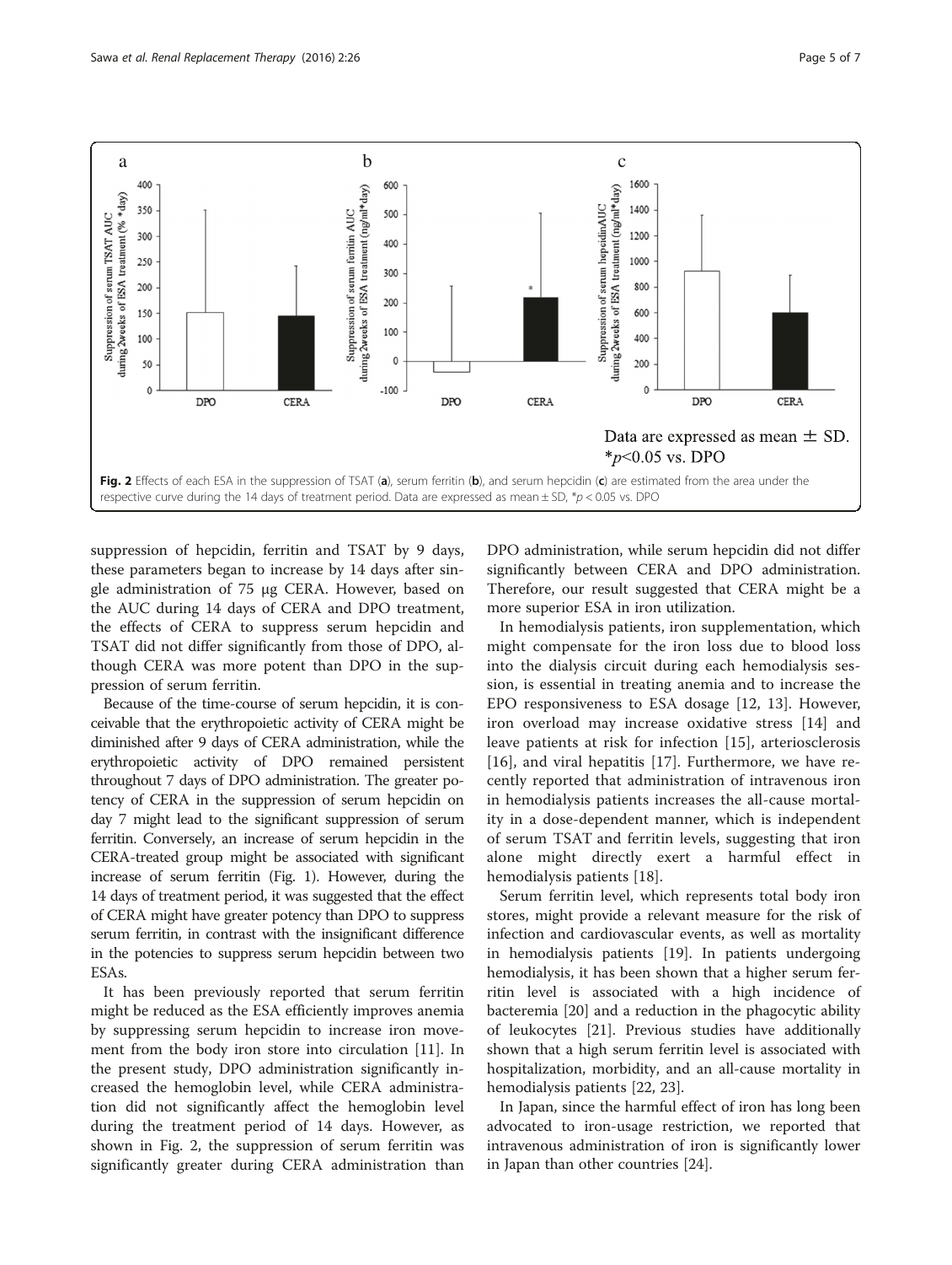Fig. 2 Effects of each ESA in the suppression of TSAT (**a**), serum ferritin (**b**), and serum hepcidin (**c**) are estimated from the area under the respective curve during the 14 days of treatment period. Data are expressed as mean ± SD, *$p < 0.05$ vs. DPO

suppression of hepcidin, ferritin and TSAT by 9 days, these parameters began to increase by 14 days after single administration of 75 μg CERA. However, based on the AUC during 14 days of CERA and DPO treatment, the effects of CERA to suppress serum hepcidin and TSAT did not differ significantly from those of DPO, although CERA was more potent than DPO in the suppression of serum ferritin.

Because of the time-course of serum hepcidin, it is conceivable that the erythropoietic activity of CERA might be diminished after 9 days of CERA administration, while the erythropoietic activity of DPO remained persistent throughout 7 days of DPO administration. The greater potency of CERA in the suppression of serum hepcidin on day 7 might lead to the significant suppression of serum ferritin. Conversely, an increase of serum hepcidin in the CERA-treated group might be associated with significant increase of serum ferritin (Fig. 1). However, during the 14 days of treatment period, it was suggested that the effect of CERA might have greater potency than DPO to suppress serum ferritin, in contrast with the insignificant difference in the potencies to suppress serum hepcidin between two ESAs.

It has been previously reported that serum ferritin might be reduced as the ESA efficiently improves anemia by suppressing serum hepcidin to increase iron movement from the body iron store into circulation [11]. In the present study, DPO administration significantly increased the hemoglobin level, while CERA administration did not significantly affect the hemoglobin level during the treatment period of 14 days. However, as shown in Fig. 2, the suppression of serum ferritin was significantly greater during CERA administration than DPO administration, while serum hepcidin did not differ significantly between CERA and DPO administration. Therefore, our result suggested that CERA might be a more superior ESA in iron utilization.

In hemodialysis patients, iron supplementation, which might compensate for the iron loss due to blood loss into the dialysis circuit during each hemodialysis session, is essential in treating anemia and to increase the EPO responsiveness to ESA dosage [12, 13]. However, iron overload may increase oxidative stress [14] and leave patients at risk for infection [15], arteriosclerosis [16], and viral hepatitis [17]. Furthermore, we have recently reported that administration of intravenous iron in hemodialysis patients increases the all-cause mortality in a dose-dependent manner, which is independent of serum TSAT and ferritin levels, suggesting that iron alone might directly exert a harmful effect in hemodialysis patients [18].

Serum ferritin level, which represents total body iron stores, might provide a relevant measure for the risk of infection and cardiovascular events, as well as mortality in hemodialysis patients [19]. In patients undergoing hemodialysis, it has been shown that a higher serum ferritin level is associated with a high incidence of bacteremia [20] and a reduction in the phagocytic ability of leukocytes [21]. Previous studies have additionally shown that a high serum ferritin level is associated with hospitalization, morbidity, and an all-cause mortality in hemodialysis patients [22, 23].

In Japan, since the harmful effect of iron has long been advocated to iron-usage restriction, we reported that intravenous administration of iron is significantly lower in Japan than other countries [24].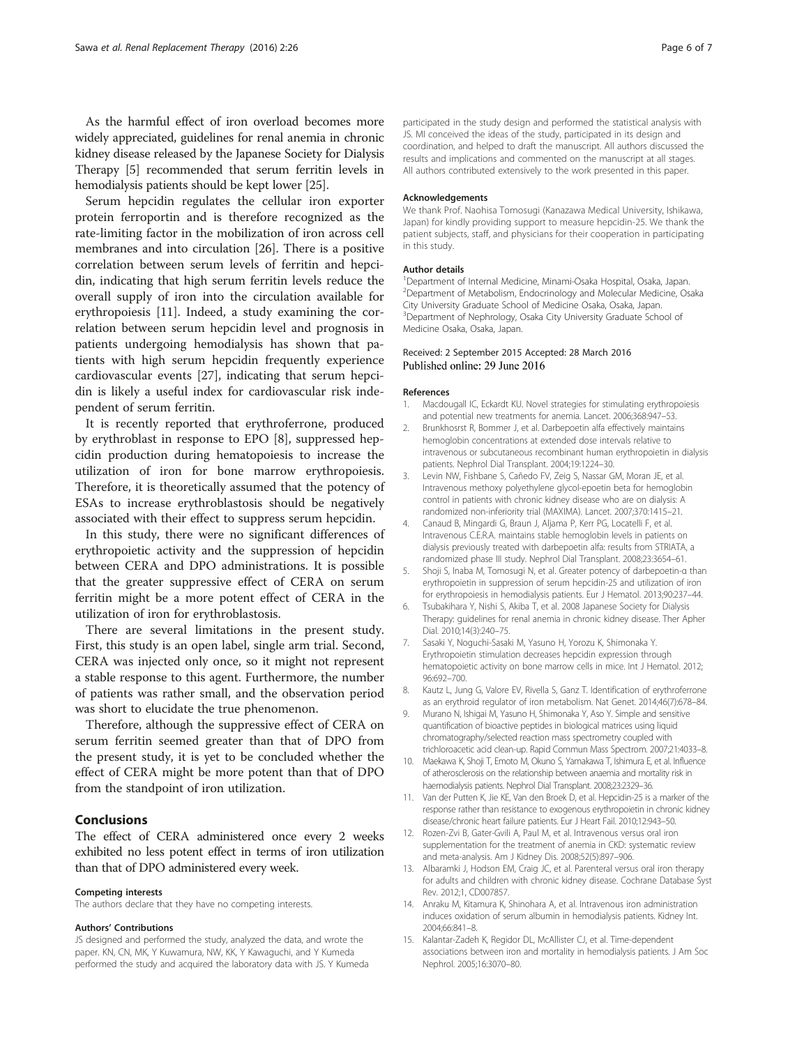As the harmful effect of iron overload becomes more widely appreciated, guidelines for renal anemia in chronic kidney disease released by the Japanese Society for Dialysis Therapy [5] recommended that serum ferritin levels in hemodialysis patients should be kept lower [25].

Serum hepcidin regulates the cellular iron exporter protein ferroportin and is therefore recognized as the rate-limiting factor in the mobilization of iron across cell membranes and into circulation [26]. There is a positive correlation between serum levels of ferritin and hepcidin, indicating that high serum ferritin levels reduce the overall supply of iron into the circulation available for erythropoiesis [11]. Indeed, a study examining the correlation between serum hepcidin level and prognosis in patients undergoing hemodialysis has shown that patients with high serum hepcidin frequently experience cardiovascular events [27], indicating that serum hepcidin is likely a useful index for cardiovascular risk independent of serum ferritin.

It is recently reported that erythroferrone, produced by erythroblast in response to EPO [8], suppressed hepcidin production during hematopoiesis to increase the utilization of iron for bone marrow erythropoiesis. Therefore, it is theoretically assumed that the potency of ESAs to increase erythroblastosis should be negatively associated with their effect to suppress serum hepcidin.

In this study, there were no significant differences of erythropoietic activity and the suppression of hepcidin between CERA and DPO administrations. It is possible that the greater suppressive effect of CERA on serum ferritin might be a more potent effect of CERA in the utilization of iron for erythroblastosis.

There are several limitations in the present study. First, this study is an open label, single arm trial. Second, CERA was injected only once, so it might not represent a stable response to this agent. Furthermore, the number of patients was rather small, and the observation period was short to elucidate the true phenomenon.

Therefore, although the suppressive effect of CERA on serum ferritin seemed greater than that of DPO from the present study, it is yet to be concluded whether the effect of CERA might be more potent than that of DPO from the standpoint of iron utilization.

## Conclusions

The effect of CERA administered once every 2 weeks exhibited no less potent effect in terms of iron utilization than that of DPO administered every week.

#### Competing interests

The authors declare that they have no competing interests.

#### Authors' Contributions

JS designed and performed the study, analyzed the data, and wrote the paper. KN, CN, MK, Y Kuwamura, NW, KK, Y Kawaguchi, and Y Kumeda performed the study and acquired the laboratory data with JS. Y Kumeda participated in the study design and performed the statistical analysis with JS. MI conceived the ideas of the study, participated in its design and coordination, and helped to draft the manuscript. All authors discussed the results and implications and commented on the manuscript at all stages. All authors contributed extensively to the work presented in this paper.

#### Acknowledgements

We thank Prof. Naohisa Tomosugi (Kanazawa Medical University, Ishikawa, Japan) for kindly providing support to measure hepcidin-25. We thank the patient subjects, staff, and physicians for their cooperation in participating in this study.

#### Author details

[1]Department of Internal Medicine, Minami-Osaka Hospital, Osaka, Japan. [2]Department of Metabolism, Endocrinology and Molecular Medicine, Osaka City University Graduate School of Medicine Osaka, Osaka, Japan. [3]Department of Nephrology, Osaka City University Graduate School of Medicine Osaka, Osaka, Japan.

Received: 2 September 2015 Accepted: 28 March 2016
Published online: 29 June 2016

#### References

1. Macdougall IC, Eckardt KU. Novel strategies for stimulating erythropoiesis and potential new treatments for anemia. Lancet. 2006;368:947–53.
2. Brunkhosrst R, Bommer J, et al. Darbepoetin alfa effectively maintains hemoglobin concentrations at extended dose intervals relative to intravenous or subcutaneous recombinant human erythropoietin in dialysis patients. Nephrol Dial Transplant. 2004;19:1224–30.
3. Levin NW, Fishbane S, Cañedo FV, Zeig S, Nassar GM, Moran JE, et al. Intravenous methoxy polyethylene glycol-epoetin beta for hemoglobin control in patients with chronic kidney disease who are on dialysis: A randomized non-inferiority trial (MAXIMA). Lancet. 2007;370:1415–21.
4. Canaud B, Mingardi G, Braun J, Aljama P, Kerr PG, Locatelli F, et al. Intravenous C.E.R.A. maintains stable hemoglobin levels in patients on dialysis previously treated with darbepoetin alfa: results from STRIATA, a randomized phase III study. Nephrol Dial Transplant. 2008;23:3654–61.
5. Shoji S, Inaba M, Tomosugi N, et al. Greater potency of darbepoetin-α than erythropoietin in suppression of serum hepcidin-25 and utilization of iron for erythropoiesis in hemodialysis patients. Eur J Hematol. 2013;90:237–44.
6. Tsubakihara Y, Nishi S, Akiba T, et al. 2008 Japanese Society for Dialysis Therapy: guidelines for renal anemia in chronic kidney disease. Ther Apher Dial. 2010;14(3):240–75.
7. Sasaki Y, Noguchi-Sasaki M, Yasuno H, Yorozu K, Shimonaka Y. Erythropoietin stimulation decreases hepcidin expression through hematopoietic activity on bone marrow cells in mice. Int J Hematol. 2012; 96:692–700.
8. Kautz L, Jung G, Valore EV, Rivella S, Ganz T. Identification of erythroferrone as an erythroid regulator of iron metabolism. Nat Genet. 2014;46(7):678–84.
9. Murano N, Ishigai M, Yasuno H, Shimonaka Y, Aso Y. Simple and sensitive quantification of bioactive peptides in biological matrices using liquid chromatography/selected reaction mass spectrometry coupled with trichloroacetic acid clean-up. Rapid Commun Mass Spectrom. 2007;21:4033–8.
10. Maekawa K, Shoji T, Emoto M, Okuno S, Yamakawa T, Ishimura E, et al. Influence of atherosclerosis on the relationship between anaemia and mortality risk in haemodialysis patients. Nephrol Dial Transplant. 2008;23:2329–36.
11. Van der Putten K, Jie KE, Van den Broek D, et al. Hepcidin-25 is a marker of the response rather than resistance to exogenous erythropoietin in chronic kidney disease/chronic heart failure patients. Eur J Heart Fail. 2010;12:943–50.
12. Rozen-Zvi B, Gater-Gvili A, Paul M, et al. Intravenous versus oral iron supplementation for the treatment of anemia in CKD: systematic review and meta-analysis. Am J Kidney Dis. 2008;52(5):897–906.
13. Albaramki J, Hodson EM, Craig JC, et al. Parenteral versus oral iron therapy for adults and children with chronic kidney disease. Cochrane Database Syst Rev. 2012;1, CD007857.
14. Anraku M, Kitamura K, Shinohara A, et al. Intravenous iron administration induces oxidation of serum albumin in hemodialysis patients. Kidney Int. 2004;66:841–8.
15. Kalantar-Zadeh K, Regidor DL, McAllister CJ, et al. Time-dependent associations between iron and mortality in hemodialysis patients. J Am Soc Nephrol. 2005;16:3070–80.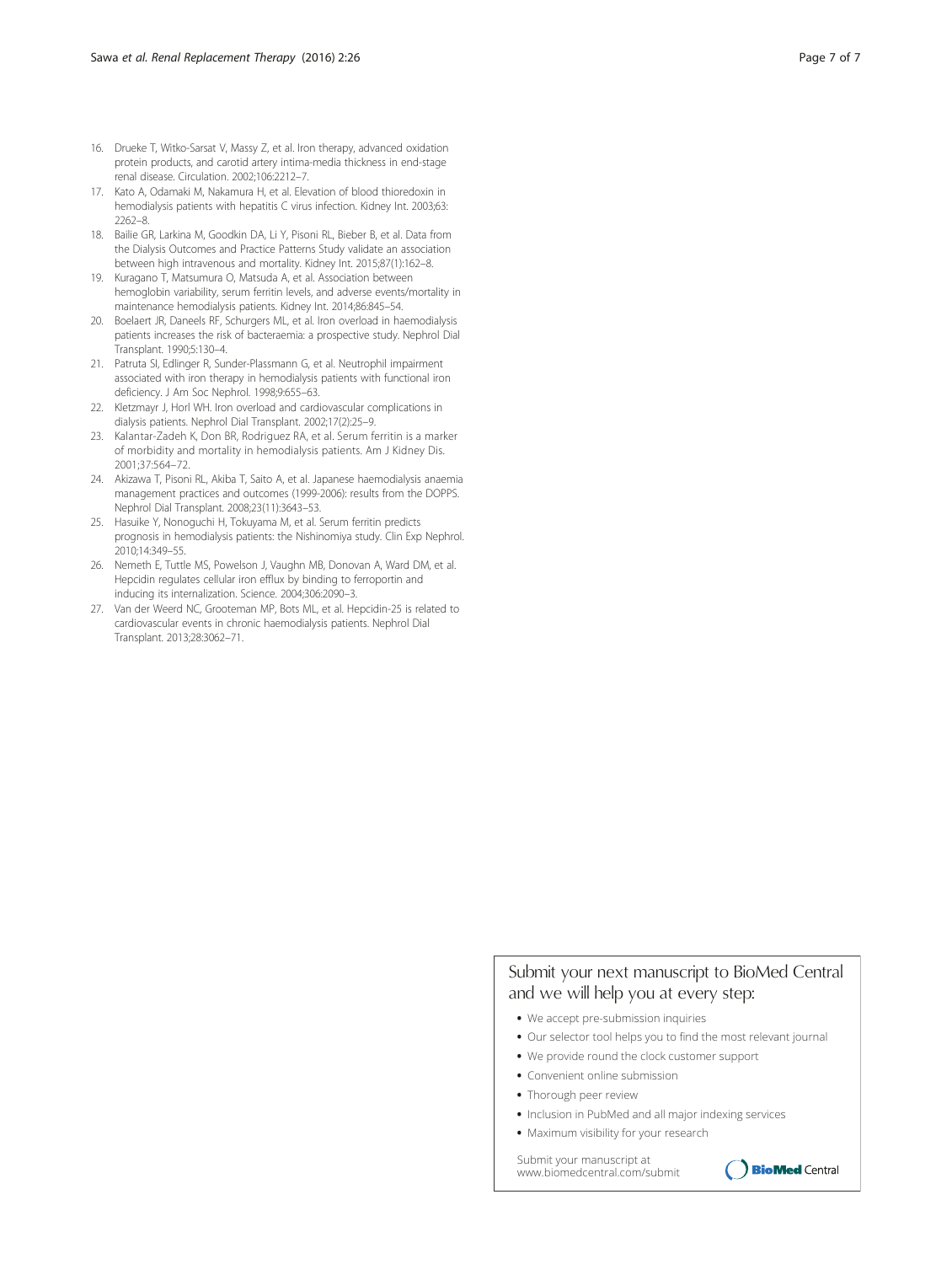16. Drueke T, Witko-Sarsat V, Massy Z, et al. Iron therapy, advanced oxidation protein products, and carotid artery intima-media thickness in end-stage renal disease. Circulation. 2002;106:2212–7.
17. Kato A, Odamaki M, Nakamura H, et al. Elevation of blood thioredoxin in hemodialysis patients with hepatitis C virus infection. Kidney Int. 2003;63: 2262–8.
18. Bailie GR, Larkina M, Goodkin DA, Li Y, Pisoni RL, Bieber B, et al. Data from the Dialysis Outcomes and Practice Patterns Study validate an association between high intravenous and mortality. Kidney Int. 2015;87(1):162–8.
19. Kuragano T, Matsumura O, Matsuda A, et al. Association between hemoglobin variability, serum ferritin levels, and adverse events/mortality in maintenance hemodialysis patients. Kidney Int. 2014;86:845–54.
20. Boelaert JR, Daneels RF, Schurgers ML, et al. Iron overload in haemodialysis patients increases the risk of bacteraemia: a prospective study. Nephrol Dial Transplant. 1990;5:130–4.
21. Patruta SI, Edlinger R, Sunder-Plassmann G, et al. Neutrophil impairment associated with iron therapy in hemodialysis patients with functional iron deficiency. J Am Soc Nephrol. 1998;9:655–63.
22. Kletzmayr J, Horl WH. Iron overload and cardiovascular complications in dialysis patients. Nephrol Dial Transplant. 2002;17(2):25–9.
23. Kalantar-Zadeh K, Don BR, Rodriguez RA, et al. Serum ferritin is a marker of morbidity and mortality in hemodialysis patients. Am J Kidney Dis. 2001;37:564–72.
24. Akizawa T, Pisoni RL, Akiba T, Saito A, et al. Japanese haemodialysis anaemia management practices and outcomes (1999-2006): results from the DOPPS. Nephrol Dial Transplant. 2008;23(11):3643–53.
25. Hasuike Y, Nonoguchi H, Tokuyama M, et al. Serum ferritin predicts prognosis in hemodialysis patients: the Nishinomiya study. Clin Exp Nephrol. 2010;14:349–55.
26. Nemeth E, Tuttle MS, Powelson J, Vaughn MB, Donovan A, Ward DM, et al. Hepcidin regulates cellular iron efflux by binding to ferroportin and inducing its internalization. Science. 2004;306:2090–3.
27. Van der Weerd NC, Grooteman MP, Bots ML, et al. Hepcidin-25 is related to cardiovascular events in chronic haemodialysis patients. Nephrol Dial Transplant. 2013;28:3062–71.

Submit your next manuscript to BioMed Central and we will help you at every step:

- We accept pre-submission inquiries
- Our selector tool helps you to find the most relevant journal
- We provide round the clock customer support
- Convenient online submission
- Thorough peer review
- Inclusion in PubMed and all major indexing services
- Maximum visibility for your research

Submit your manuscript at www.biomedcentral.com/submit

BioMed Central